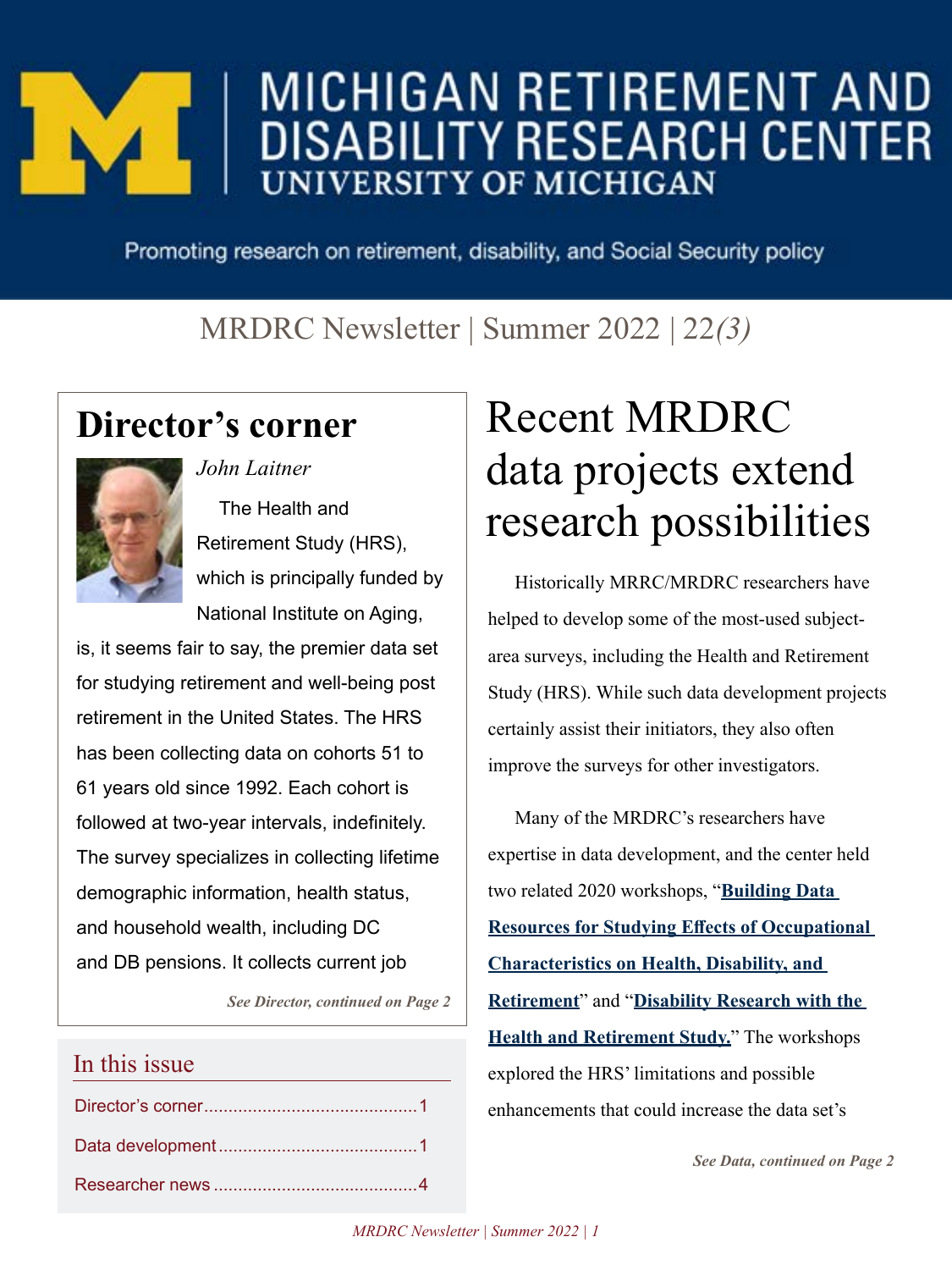# MICHIGAN RETIREMENT AND DISABILITY RESEARCH CENTER
## UNIVERSITY OF MICHIGAN

Promoting research on retirement, disability, and Social Security policy

MRDRC Newsletter | Summer 2022 | 22*(3)*

## Director's corner

*John Laitner*

The Health and Retirement Study (HRS), which is principally funded by National Institute on Aging, is, it seems fair to say, the premier data set for studying retirement and well-being post retirement in the United States. The HRS has been collecting data on cohorts 51 to 61 years old since 1992. Each cohort is followed at two-year intervals, indefinitely. The survey specializes in collecting lifetime demographic information, health status, and household wealth, including DC and DB pensions. It collects current job

***See Director, continued on Page 2***

### In this issue

- Director's corner ........................................... 1
- Data development ......................................... 1
- Researcher news .......................................... 4

# Recent MRDRC data projects extend research possibilities

Historically MRRC/MRDRC researchers have helped to develop some of the most-used subject-area surveys, including the Health and Retirement Study (HRS). While such data development projects certainly assist their initiators, they also often improve the surveys for other investigators.

Many of the MRDRC's researchers have expertise in data development, and the center held two related 2020 workshops, "**Building Data Resources for Studying Effects of Occupational Characteristics on Health, Disability, and Retirement**" and "**Disability Research with the Health and Retirement Study.**" The workshops explored the HRS' limitations and possible enhancements that could increase the data set's

***See Data, continued on Page 2***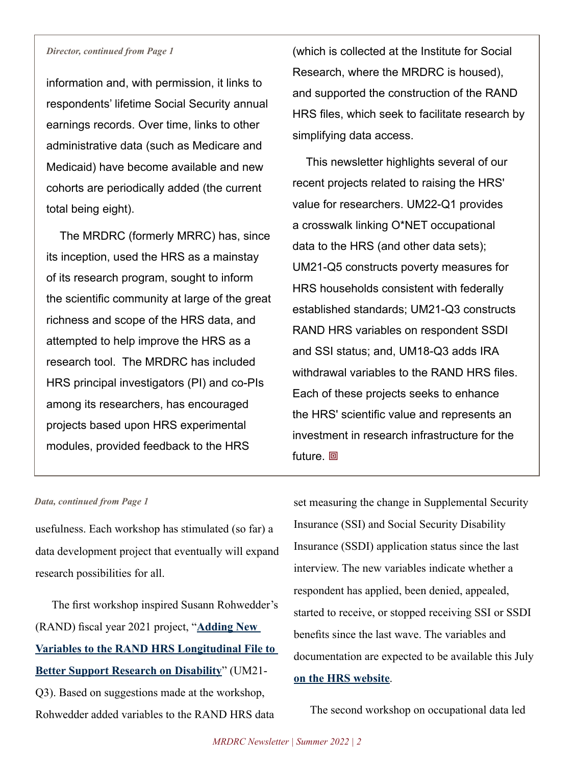*Director, continued from Page 1*

information and, with permission, it links to respondents' lifetime Social Security annual earnings records. Over time, links to other administrative data (such as Medicare and Medicaid) have become available and new cohorts are periodically added (the current total being eight).

The MRDRC (formerly MRRC) has, since its inception, used the HRS as a mainstay of its research program, sought to inform the scientific community at large of the great richness and scope of the HRS data, and attempted to help improve the HRS as a research tool. The MRDRC has included HRS principal investigators (PI) and co-PIs among its researchers, has encouraged projects based upon HRS experimental modules, provided feedback to the HRS (which is collected at the Institute for Social Research, where the MRDRC is housed), and supported the construction of the RAND HRS files, which seek to facilitate research by simplifying data access.

This newsletter highlights several of our recent projects related to raising the HRS' value for researchers. UM22-Q1 provides a crosswalk linking O*NET occupational data to the HRS (and other data sets); UM21-Q5 constructs poverty measures for HRS households consistent with federally established standards; UM21-Q3 constructs RAND HRS variables on respondent SSDI and SSI status; and, UM18-Q3 adds IRA withdrawal variables to the RAND HRS files. Each of these projects seeks to enhance the HRS' scientific value and represents an investment in research infrastructure for the future.

*Data, continued from Page 1*

usefulness. Each workshop has stimulated (so far) a data development project that eventually will expand research possibilities for all.

The first workshop inspired Susann Rohwedder's (RAND) fiscal year 2021 project, "**Adding New Variables to the RAND HRS Longitudinal File to Better Support Research on Disability**" (UM21-Q3). Based on suggestions made at the workshop, Rohwedder added variables to the RAND HRS data set measuring the change in Supplemental Security Insurance (SSI) and Social Security Disability Insurance (SSDI) application status since the last interview. The new variables indicate whether a respondent has applied, been denied, appealed, started to receive, or stopped receiving SSI or SSDI benefits since the last wave. The variables and documentation are expected to be available this July **on the HRS website**.

The second workshop on occupational data led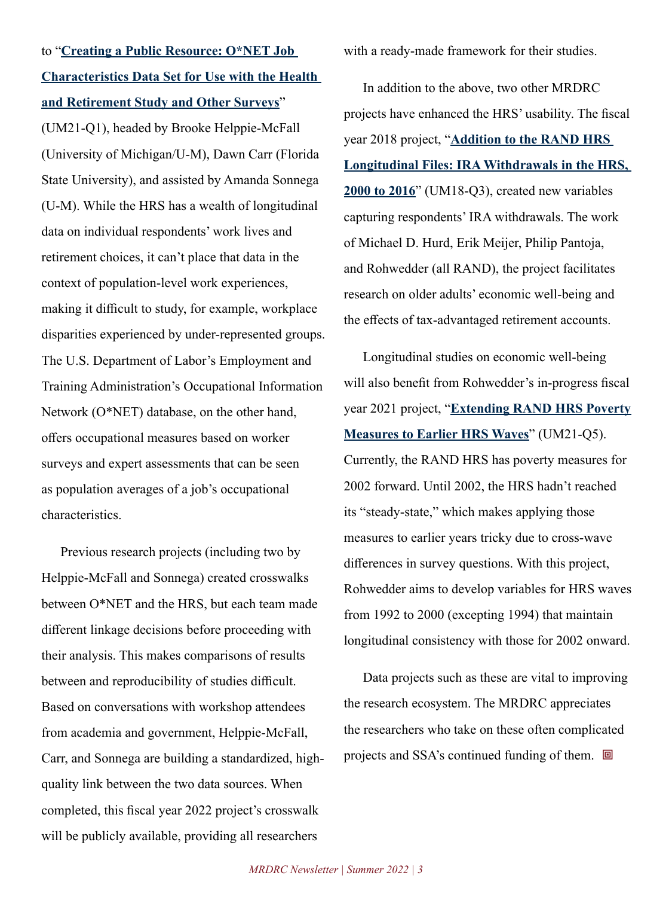to "**Creating a Public Resource: O*NET Job Characteristics Data Set for Use with the Health and Retirement Study and Other Surveys**" (UM21-Q1), headed by Brooke Helppie-McFall (University of Michigan/U-M), Dawn Carr (Florida State University), and assisted by Amanda Sonnega (U-M). While the HRS has a wealth of longitudinal data on individual respondents' work lives and retirement choices, it can't place that data in the context of population-level work experiences, making it difficult to study, for example, workplace disparities experienced by under-represented groups. The U.S. Department of Labor's Employment and Training Administration's Occupational Information Network (O*NET) database, on the other hand, offers occupational measures based on worker surveys and expert assessments that can be seen as population averages of a job's occupational characteristics.

Previous research projects (including two by Helppie-McFall and Sonnega) created crosswalks between O*NET and the HRS, but each team made different linkage decisions before proceeding with their analysis. This makes comparisons of results between and reproducibility of studies difficult. Based on conversations with workshop attendees from academia and government, Helppie-McFall, Carr, and Sonnega are building a standardized, high-quality link between the two data sources. When completed, this fiscal year 2022 project's crosswalk will be publicly available, providing all researchers with a ready-made framework for their studies.

In addition to the above, two other MRDRC projects have enhanced the HRS' usability. The fiscal year 2018 project, "**Addition to the RAND HRS Longitudinal Files: IRA Withdrawals in the HRS, 2000 to 2016**" (UM18-Q3), created new variables capturing respondents' IRA withdrawals. The work of Michael D. Hurd, Erik Meijer, Philip Pantoja, and Rohwedder (all RAND), the project facilitates research on older adults' economic well-being and the effects of tax-advantaged retirement accounts.

Longitudinal studies on economic well-being will also benefit from Rohwedder's in-progress fiscal year 2021 project, "**Extending RAND HRS Poverty Measures to Earlier HRS Waves**" (UM21-Q5). Currently, the RAND HRS has poverty measures for 2002 forward. Until 2002, the HRS hadn't reached its "steady-state," which makes applying those measures to earlier years tricky due to cross-wave differences in survey questions. With this project, Rohwedder aims to develop variables for HRS waves from 1992 to 2000 (excepting 1994) that maintain longitudinal consistency with those for 2002 onward.

Data projects such as these are vital to improving the research ecosystem. The MRDRC appreciates the researchers who take on these often complicated projects and SSA's continued funding of them.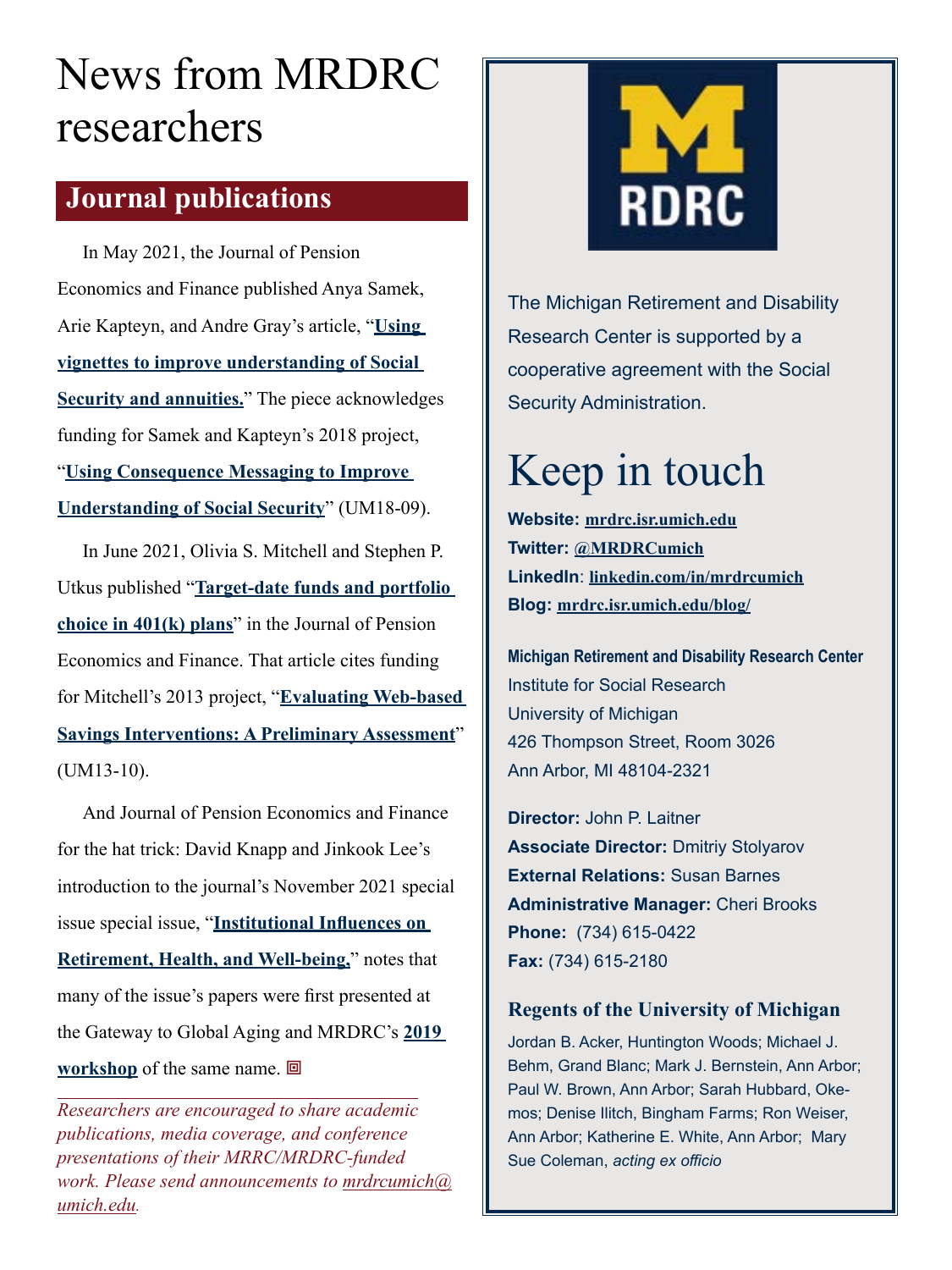# News from MRDRC researchers

## Journal publications

In May 2021, the Journal of Pension Economics and Finance published Anya Samek, Arie Kapteyn, and Andre Gray's article, "**Using vignettes to improve understanding of Social Security and annuities.**" The piece acknowledges funding for Samek and Kapteyn's 2018 project, "**Using Consequence Messaging to Improve Understanding of Social Security**" (UM18-09).

In June 2021, Olivia S. Mitchell and Stephen P. Utkus published "**Target-date funds and portfolio choice in 401(k) plans**" in the Journal of Pension Economics and Finance. That article cites funding for Mitchell's 2013 project, "**Evaluating Web-based Savings Interventions: A Preliminary Assessment**" (UM13-10).

And Journal of Pension Economics and Finance for the hat trick: David Knapp and Jinkook Lee's introduction to the journal's November 2021 special issue special issue, "**Institutional Influences on Retirement, Health, and Well-being,**" notes that many of the issue's papers were first presented at the Gateway to Global Aging and MRDRC's **2019 workshop** of the same name.

*Researchers are encouraged to share academic publications, media coverage, and conference presentations of their MRRC/MRDRC-funded work. Please send announcements to mrdrcumich@umich.edu.*

MRDRC

The Michigan Retirement and Disability Research Center is supported by a cooperative agreement with the Social Security Administration.

# Keep in touch

**Website:** mrdrc.isr.umich.edu
**Twitter:** @MRDRCumich
**LinkedIn**: linkedin.com/in/mrdrcumich
**Blog:** mrdrc.isr.umich.edu/blog/

**Michigan Retirement and Disability Research Center**
Institute for Social Research
University of Michigan
426 Thompson Street, Room 3026
Ann Arbor, MI 48104-2321

**Director:** John P. Laitner
**Associate Director:** Dmitriy Stolyarov
**External Relations:** Susan Barnes
**Administrative Manager:** Cheri Brooks
**Phone:** (734) 615-0422
**Fax:** (734) 615-2180

### Regents of the University of Michigan

Jordan B. Acker, Huntington Woods; Michael J. Behm, Grand Blanc; Mark J. Bernstein, Ann Arbor; Paul W. Brown, Ann Arbor; Sarah Hubbard, Okemos; Denise Ilitch, Bingham Farms; Ron Weiser, Ann Arbor; Katherine E. White, Ann Arbor; Mary Sue Coleman, *acting ex officio*